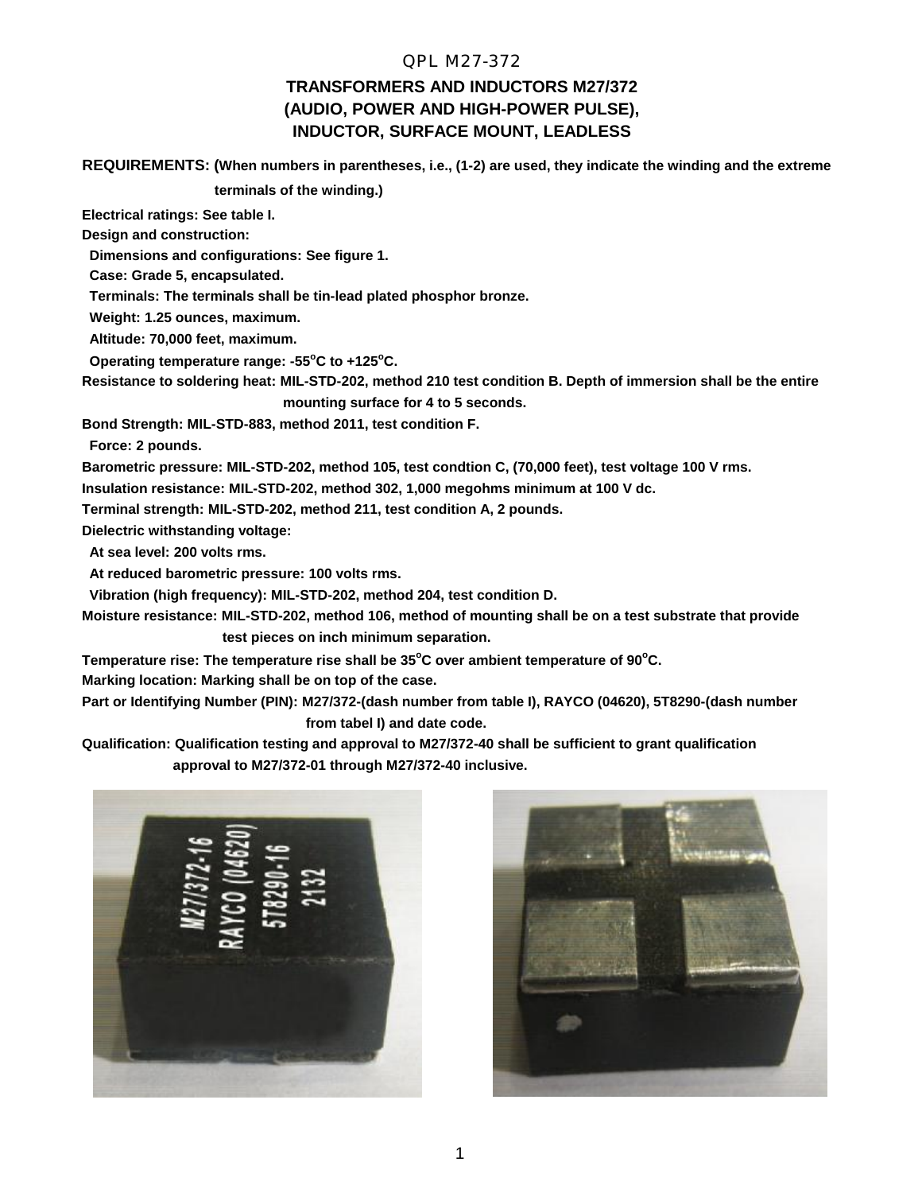# QPL M27-372

## TRANSFORMERS AND INDUCTORS M27/372 (AUDIO, POWER AND HIGH-POWER PULSE), INDUCTOR, SURFACE MOUNT, LEADLESS

**REQUIREMENTS: (When numbers in parentheses, i.e., (1-2) are used, they indicate the winding and the extreme terminals of the winding.)**

**Electrical ratings: See table I.**

**Design and construction:**

**Dimensions and configurations: See figure 1.**

**Case: Grade 5, encapsulated.**

**Terminals: The terminals shall be tin-lead plated phosphor bronze.**

**Weight: 1.25 ounces, maximum.**

**Altitude: 70,000 feet, maximum.**

**Operating temperature range: -55°C to +125°C.**

**Resistance to soldering heat: MIL-STD-202, method 210 test condition B. Depth of immersion shall be the entire mounting surface for 4 to 5 seconds.**

**Bond Strength: MIL-STD-883, method 2011, test condition F.**

**Force: 2 pounds.**

**Barometric pressure: MIL-STD-202, method 105, test condtion C, (70,000 feet), test voltage 100 V rms.**

**Insulation resistance: MIL-STD-202, method 302, 1,000 megohms minimum at 100 V dc.**

**Terminal strength: MIL-STD-202, method 211, test condition A, 2 pounds.**

**Dielectric withstanding voltage:**

**At sea level: 200 volts rms.**

**At reduced barometric pressure: 100 volts rms.**

**Vibration (high frequency): MIL-STD-202, method 204, test condition D.**

**Moisture resistance: MIL-STD-202, method 106, method of mounting shall be on a test substrate that provide test pieces on inch minimum separation.**

**Temperature rise: The temperature rise shall be 35°C over ambient temperature of 90°C.**

**Marking location: Marking shall be on top of the case.**

**Part or Identifying Number (PIN): M27/372-(dash number from table I), RAYCO (04620), 5T8290-(dash number from tabel I) and date code.**

**Qualification: Qualification testing and approval to M27/372-40 shall be sufficient to grant qualification approval to M27/372-01 through M27/372-40 inclusive.**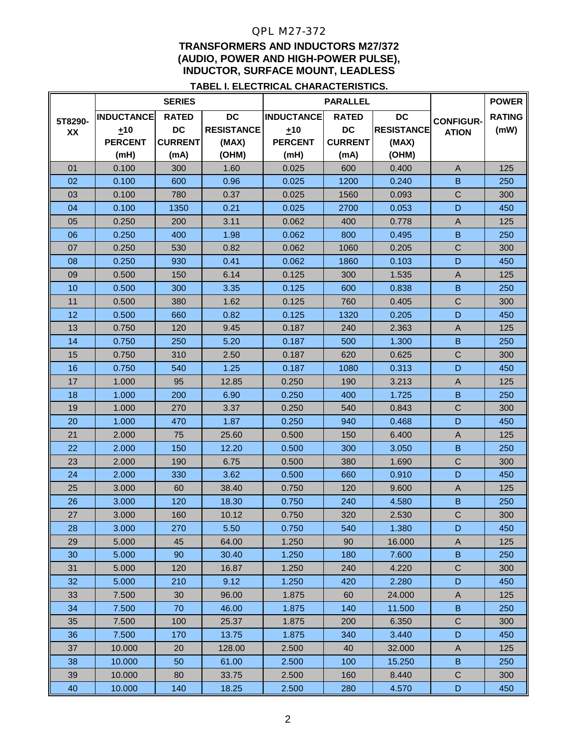QPL M27-372

**TRANSFORMERS AND INDUCTORS M27/372**
**(AUDIO, POWER AND HIGH-POWER PULSE),**
**INDUCTOR, SURFACE MOUNT, LEADLESS**

**TABEL I. ELECTRICAL CHARACTERISTICS.**

| 5T8290-XX | SERIES | | | PARALLEL | | | CONFIGUR-ATION | POWER |
|---|---|---|---|---|---|---|---|---|
| | INDUCTANCE ±10 PERCENT (mH) | RATED DC CURRENT (mA) | DC RESISTANCE (MAX) (OHM) | INDUCTANCE ±10 PERCENT (mH) | RATED DC CURRENT (mA) | DC RESISTANCE (MAX) (OHM) | | RATING (mW) |
| 01 | 0.100 | 300 | 1.60 | 0.025 | 600 | 0.400 | A | 125 |
| 02 | 0.100 | 600 | 0.96 | 0.025 | 1200 | 0.240 | B | 250 |
| 03 | 0.100 | 780 | 0.37 | 0.025 | 1560 | 0.093 | C | 300 |
| 04 | 0.100 | 1350 | 0.21 | 0.025 | 2700 | 0.053 | D | 450 |
| 05 | 0.250 | 200 | 3.11 | 0.062 | 400 | 0.778 | A | 125 |
| 06 | 0.250 | 400 | 1.98 | 0.062 | 800 | 0.495 | B | 250 |
| 07 | 0.250 | 530 | 0.82 | 0.062 | 1060 | 0.205 | C | 300 |
| 08 | 0.250 | 930 | 0.41 | 0.062 | 1860 | 0.103 | D | 450 |
| 09 | 0.500 | 150 | 6.14 | 0.125 | 300 | 1.535 | A | 125 |
| 10 | 0.500 | 300 | 3.35 | 0.125 | 600 | 0.838 | B | 250 |
| 11 | 0.500 | 380 | 1.62 | 0.125 | 760 | 0.405 | C | 300 |
| 12 | 0.500 | 660 | 0.82 | 0.125 | 1320 | 0.205 | D | 450 |
| 13 | 0.750 | 120 | 9.45 | 0.187 | 240 | 2.363 | A | 125 |
| 14 | 0.750 | 250 | 5.20 | 0.187 | 500 | 1.300 | B | 250 |
| 15 | 0.750 | 310 | 2.50 | 0.187 | 620 | 0.625 | C | 300 |
| 16 | 0.750 | 540 | 1.25 | 0.187 | 1080 | 0.313 | D | 450 |
| 17 | 1.000 | 95 | 12.85 | 0.250 | 190 | 3.213 | A | 125 |
| 18 | 1.000 | 200 | 6.90 | 0.250 | 400 | 1.725 | B | 250 |
| 19 | 1.000 | 270 | 3.37 | 0.250 | 540 | 0.843 | C | 300 |
| 20 | 1.000 | 470 | 1.87 | 0.250 | 940 | 0.468 | D | 450 |
| 21 | 2.000 | 75 | 25.60 | 0.500 | 150 | 6.400 | A | 125 |
| 22 | 2.000 | 150 | 12.20 | 0.500 | 300 | 3.050 | B | 250 |
| 23 | 2.000 | 190 | 6.75 | 0.500 | 380 | 1.690 | C | 300 |
| 24 | 2.000 | 330 | 3.62 | 0.500 | 660 | 0.910 | D | 450 |
| 25 | 3.000 | 60 | 38.40 | 0.750 | 120 | 9.600 | A | 125 |
| 26 | 3.000 | 120 | 18.30 | 0.750 | 240 | 4.580 | B | 250 |
| 27 | 3.000 | 160 | 10.12 | 0.750 | 320 | 2.530 | C | 300 |
| 28 | 3.000 | 270 | 5.50 | 0.750 | 540 | 1.380 | D | 450 |
| 29 | 5.000 | 45 | 64.00 | 1.250 | 90 | 16.000 | A | 125 |
| 30 | 5.000 | 90 | 30.40 | 1.250 | 180 | 7.600 | B | 250 |
| 31 | 5.000 | 120 | 16.87 | 1.250 | 240 | 4.220 | C | 300 |
| 32 | 5.000 | 210 | 9.12 | 1.250 | 420 | 2.280 | D | 450 |
| 33 | 7.500 | 30 | 96.00 | 1.875 | 60 | 24.000 | A | 125 |
| 34 | 7.500 | 70 | 46.00 | 1.875 | 140 | 11.500 | B | 250 |
| 35 | 7.500 | 100 | 25.37 | 1.875 | 200 | 6.350 | C | 300 |
| 36 | 7.500 | 170 | 13.75 | 1.875 | 340 | 3.440 | D | 450 |
| 37 | 10.000 | 20 | 128.00 | 2.500 | 40 | 32.000 | A | 125 |
| 38 | 10.000 | 50 | 61.00 | 2.500 | 100 | 15.250 | B | 250 |
| 39 | 10.000 | 80 | 33.75 | 2.500 | 160 | 8.440 | C | 300 |
| 40 | 10.000 | 140 | 18.25 | 2.500 | 280 | 4.570 | D | 450 |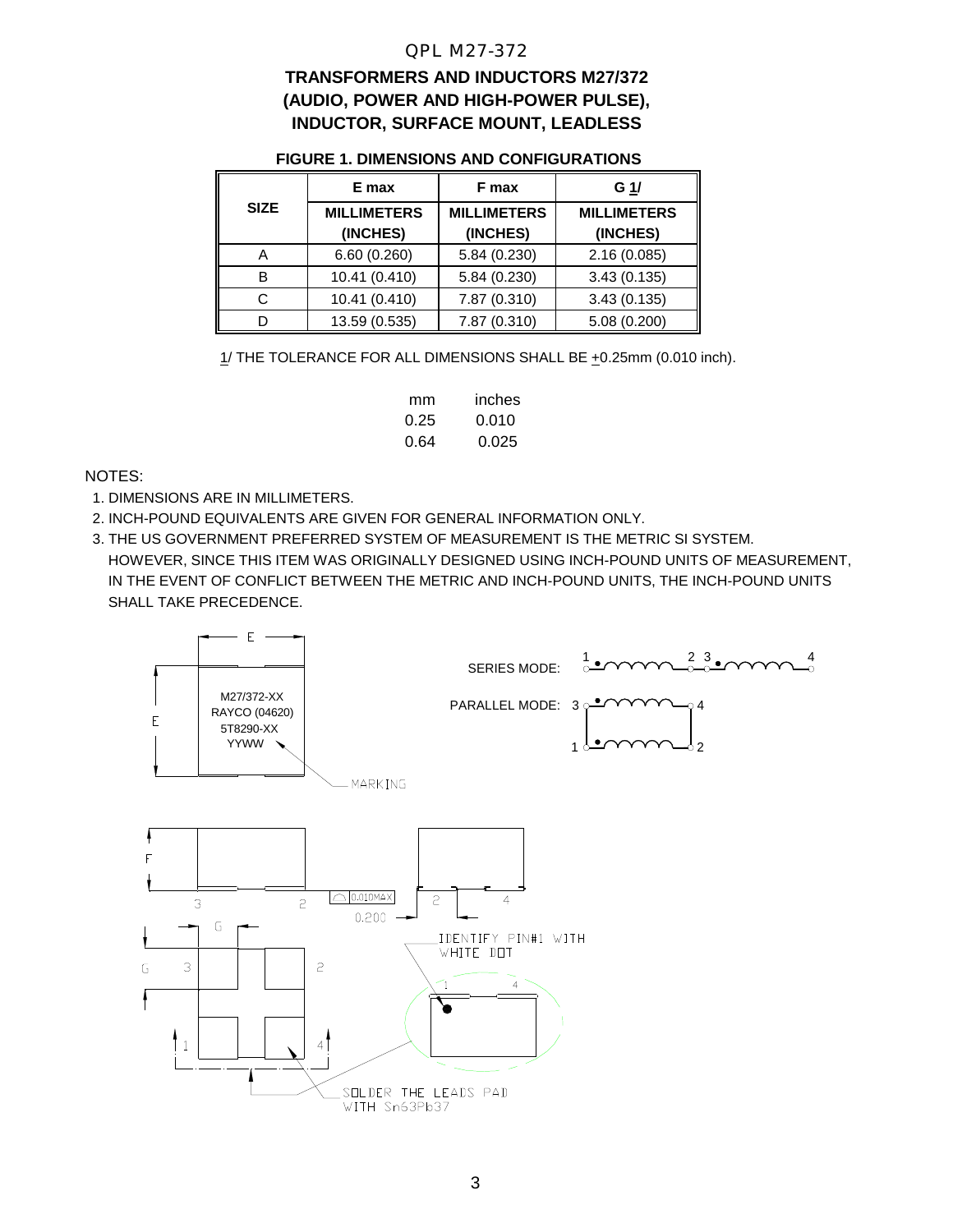QPL M27-372

# TRANSFORMERS AND INDUCTORS M27/372 (AUDIO, POWER AND HIGH-POWER PULSE), INDUCTOR, SURFACE MOUNT, LEADLESS

## FIGURE 1. DIMENSIONS AND CONFIGURATIONS

| SIZE | E max MILLIMETERS (INCHES) | F max MILLIMETERS (INCHES) | G 1/ MILLIMETERS (INCHES) |
|---|---|---|---|
| A | 6.60 (0.260) | 5.84 (0.230) | 2.16 (0.085) |
| B | 10.41 (0.410) | 5.84 (0.230) | 3.43 (0.135) |
| C | 10.41 (0.410) | 7.87 (0.310) | 3.43 (0.135) |
| D | 13.59 (0.535) | 7.87 (0.310) | 5.08 (0.200) |

1/ THE TOLERANCE FOR ALL DIMENSIONS SHALL BE ±0.25mm (0.010 inch).

| mm | inches |
|---|---|
| 0.25 | 0.010 |
| 0.64 | 0.025 |

NOTES:

1. DIMENSIONS ARE IN MILLIMETERS.
2. INCH-POUND EQUIVALENTS ARE GIVEN FOR GENERAL INFORMATION ONLY.
3. THE US GOVERNMENT PREFERRED SYSTEM OF MEASUREMENT IS THE METRIC SI SYSTEM. HOWEVER, SINCE THIS ITEM WAS ORIGINALLY DESIGNED USING INCH-POUND UNITS OF MEASUREMENT, IN THE EVENT OF CONFLICT BETWEEN THE METRIC AND INCH-POUND UNITS, THE INCH-POUND UNITS SHALL TAKE PRECEDENCE.

E

E

M27/372-XX
RAYCO (04620)
5T8290-XX
YYWW

MARKING

SERIES MODE: 1 2 3 4

PARALLEL MODE: 3 4 1 2

F

3 2

0.010MAX

0.200

2 4

G

G 3 2

1 4

IDENTIFY PIN#1 WITH WHITE DOT

1 4

SOLDER THE LEADS PAD WITH Sn63Pb37